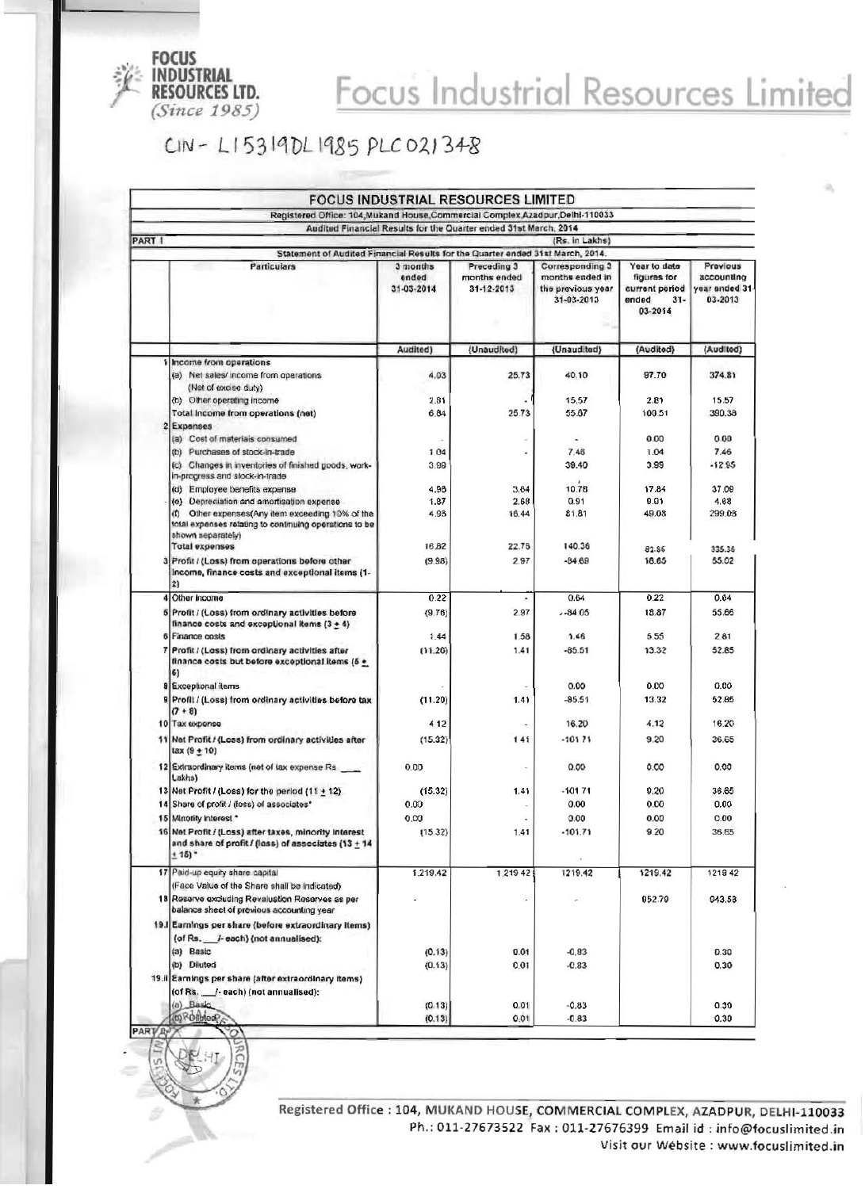FOCUS INDUSTRIAL RESOURCES LTD. *(Since 1985)*

# Focus Industrial Resources Limited

CIN - L15319DL1985PLC021348

## FOCUS INDUSTRIAL RESOURCES LIMITED

Registered Office: 104,Mukand House,Commercial Complex,Azadpur,Delhi-110033

Audited Financial Results for the Quarter ended 31st March, 2014

PART I (Rs. in Lakhs)

Statement of Audited Financial Results for the Quarter ended 31st March, 2014.

| | Particulars | 3 months ended 31-03-2014 | Preceding 3 months ended 31-12-2013 | Corresponding 3 months ended in the previous year 31-03-2013 | Year to date figures for current period ended 31-03-2014 | Previous accounting year ended 31-03-2013 |
|---|---|---|---|---|---|---|
| | | Audited) | (Unaudited) | (Unaudited) | (Audited) | (Audited) |
| 1 | Income from operations | | | | | |
| | (a) Net sales/ income from operations (Net of excise duty) | 4.03 | 25.73 | 40.10 | 97.70 | 374.81 |
| | (b) Other operating income | 2.81 | - | 15.57 | 2.81 | 15.57 |
| | Total Income from operations (net) | 6.84 | 25.73 | 55.67 | 100.51 | 390.38 |
| 2 | Expenses | | | | | |
| | (a) Cost of materials consumed | - | - | - | 0.00 | 0.00 |
| | (b) Purchases of stock-in-trade | 1.04 | - | 7.46 | 1.04 | 7.46 |
| | (c) Changes in inventories of finished goods, work-in-progress and stock-in-trade | 3.99 | | 39.40 | 3.99 | -12.95 |
| | (d) Employee benefits expense | 4.96 | 3.64 | 10.78 | 17.84 | 37.09 |
| | (e) Depreciation and amortisation expense | 1.87 | 2.68 | 0.91 | 9.61 | 4.68 |
| | (f) Other expenses(Any item exceeding 10% of the total expenses relating to continuing operations to be shown separately) | 4.95 | 16.44 | 81.81 | 49.08 | 299.08 |
| | Total expenses | 16.82 | 22.76 | 140.36 | 81.86 | 335.36 |
| 3 | Profit / (Loss) from operations before other income, finance costs and exceptional items (1-2) | (9.98) | 2.97 | -84.69 | 18.65 | 55.02 |
| 4 | Other Income | 0.22 | - | 0.64 | 0.22 | 0.64 |
| 5 | Profit / (Loss) from ordinary activities before finance costs and exceptional items (3 ± 4) | (9.76) | 2.97 | -84.05 | 18.87 | 55.66 |
| 6 | Finance costs | 1.44 | 1.56 | 1.46 | 5.55 | 2.81 |
| 7 | Profit / (Loss) from ordinary activities after finance costs but before exceptional items (5 ± 6) | (11.20) | 1.41 | -85.51 | 13.32 | 52.85 |
| 8 | Exceptional items | - | - | 0.00 | 0.00 | 0.00 |
| 9 | Profit / (Loss) from ordinary activities before tax (7 + 8) | (11.20) | 1.41 | -85.51 | 13.32 | 52.85 |
| 10 | Tax expense | 4.12 | - | 16.20 | 4.12 | 16.20 |
| 11 | Net Profit / (Loss) from ordinary activities after tax (9 ± 10) | (15.32) | 1.41 | -101.71 | 9.20 | 36.65 |
| 12 | Extraordinary items (net of tax expense Rs ____ Lakhs) | 0.00 | - | 0.00 | 0.00 | 0.00 |
| 13 | Net Profit / (Loss) for the period (11 ± 12) | (15.32) | 1.41 | -101.71 | 9.20 | 36.65 |
| 14 | Share of profit / (loss) of associates* | 0.00 | - | 0.00 | 0.00 | 0.00 |
| 15 | Minority interest * | 0.00 | - | 0.00 | 0.00 | 0.00 |
| 16 | Net Profit / (Loss) after taxes, minority interest and share of profit / (loss) of associates (13 ± 14 ± 15) * | (15.32) | 1.41 | -101.71 | 9.20 | 36.65 |
| 17 | Paid-up equity share capital (Face Value of the Share shall be indicated) | 1,219.42 | 1,219.42 | 1219.42 | 1219.42 | 1219.42 |
| 18 | Reserve excluding Revaluation Reserves as per balance sheet of previous accounting year | - | - | - | 852.70 | 843.58 |
| 19.i | Earnings per share (before extraordinary items) (of Rs. ___/- each) (not annualised): | | | | | |
| | (a) Basic | (0.13) | 0.01 | -0.83 | | 0.30 |
| | (b) Diluted | (0.13) | 0.01 | -0.83 | | 0.30 |
| 19.ii | Earnings per share (after extraordinary items) (of Rs. ___/- each) (not annualised): | | | | | |
| | (a) Basic | (0.13) | 0.01 | -0.83 | | 0.30 |
| | (b) Diluted | (0.13) | 0.01 | -0.83 | | 0.30 |

PART II

Registered Office : 104, MUKAND HOUSE, COMMERCIAL COMPLEX, AZADPUR, DELHI-110033
Ph.: 011-27673522 Fax : 011-27676399 Email id : info@focuslimited.in
Visit our Website : www.focuslimited.in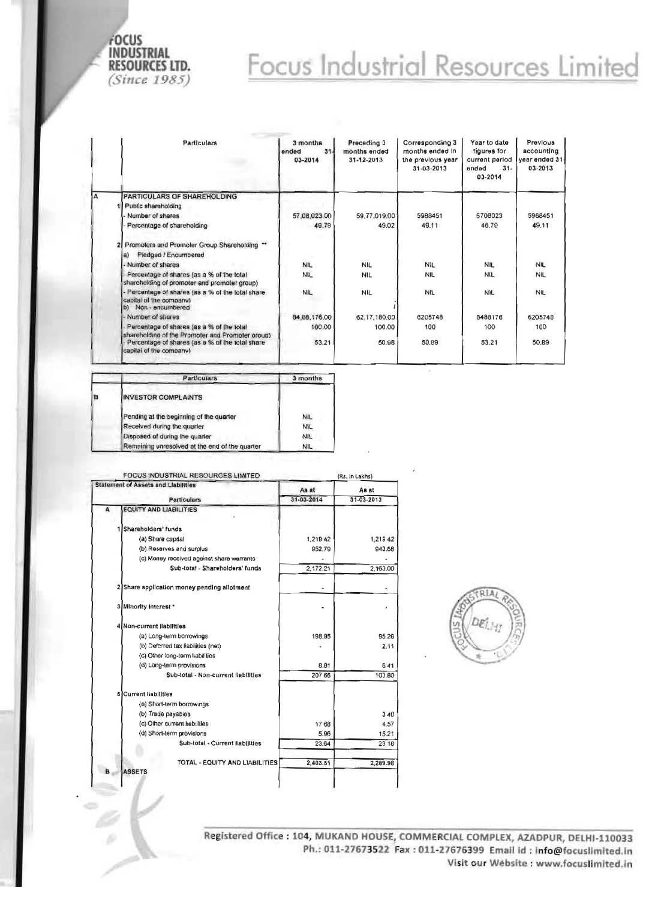# Focus Industrial Resources Limited

| | Particulars | 3 months ended 31-03-2014 | Preceding 3 months ended 31-12-2013 | Corresponding 3 months ended in the previous year 31-03-2013 | Year to date figures for current period ended 31-03-2014 | Previous accounting year ended 31-03-2013 |
|---|---|---|---|---|---|---|
| A | PARTICULARS OF SHAREHOLDING | | | | | |
| 1 | Public shareholding | | | | | |
| | - Number of shares | 57,06,023.00 | 59,77,019.00 | 5988451 | 5706023 | 5988451 |
| | - Percentage of shareholding | 46.79 | 49.02 | 49.11 | 46.70 | 49.11 |
| 2 | Promoters and Promoter Group Shareholding ** | | | | | |
| | a) Pledged / Encumbered | | | | | |
| | - Number of shares | NIL | NIL | NIL | NIL | NIL |
| | - Percentage of shares (as a % of the total shareholding of promoter and promoter group) | NIL | NIL | NIL | NIL | NIL |
| | - Percentage of shares (as a % of the total share capital of the company) | NIL | NIL | NIL | NIL | NIL |
| | b) Non - encumbered | | | | | |
| | - Number of shares | 64,88,176.00 | 62,17,180.00 | 6205748 | 6488176 | 6205748 |
| | - Percentage of shares (as a % of the total shareholding of the Promoter and Promoter group) | 100.00 | 100.00 | 100 | 100 | 100 |
| | - Percentage of shares (as a % of the total share capital of the company) | 53.21 | 50.98 | 50.89 | 53.21 | 50.89 |

| | Particulars | 3 months |
|---|---|---|
| B | INVESTOR COMPLAINTS | |
| | Pending at the beginning of the quarter | NIL |
| | Received during the quarter | NIL |
| | Disposed of during the quarter | NIL |
| | Remaining unresolved at the end of the quarter | NIL |

FOCUS INDUSTRIAL RESOURCES LIMITED (Rs. in Lakhs)

**Statement of Assets and Liabilities**

| | Particulars | As at 31-03-2014 | As at 31-03-2013 |
|---|---|---|---|
| A | EQUITY AND LIABILITIES | | |
| 1 | Shareholders' funds | | |
| | (a) Share capital | 1,219.42 | 1,219.42 |
| | (b) Reserves and surplus | 952.79 | 943.58 |
| | (c) Money received against share warrants | - | - |
| | Sub-total - Shareholders' funds | 2,172.21 | 2,163.00 |
| 2 | Share application money pending allotment | - | - |
| 3 | Minority interest * | - | - |
| 4 | Non-current liabilities | | |
| | (a) Long-term borrowings | 198.85 | 95.26 |
| | (b) Deferred tax liabilities (net) | - | 2.11 |
| | (c) Other long-term liabilities | | |
| | (d) Long-term provisions | 8.81 | 6.41 |
| | Sub-total - Non-current liabilities | 207.66 | 103.80 |
| 5 | Current liabilities | | |
| | (a) Short-term borrowings | | |
| | (b) Trade payables | | 3.40 |
| | (c) Other current liabilities | 17.68 | 4.57 |
| | (d) Short-term provisions | 5.96 | 15.21 |
| | Sub-total - Current liabilities | 23.64 | 23.18 |
| | TOTAL - EQUITY AND LIABILITIES | 2,403.51 | 2,289.98 |
| B | ASSETS | | |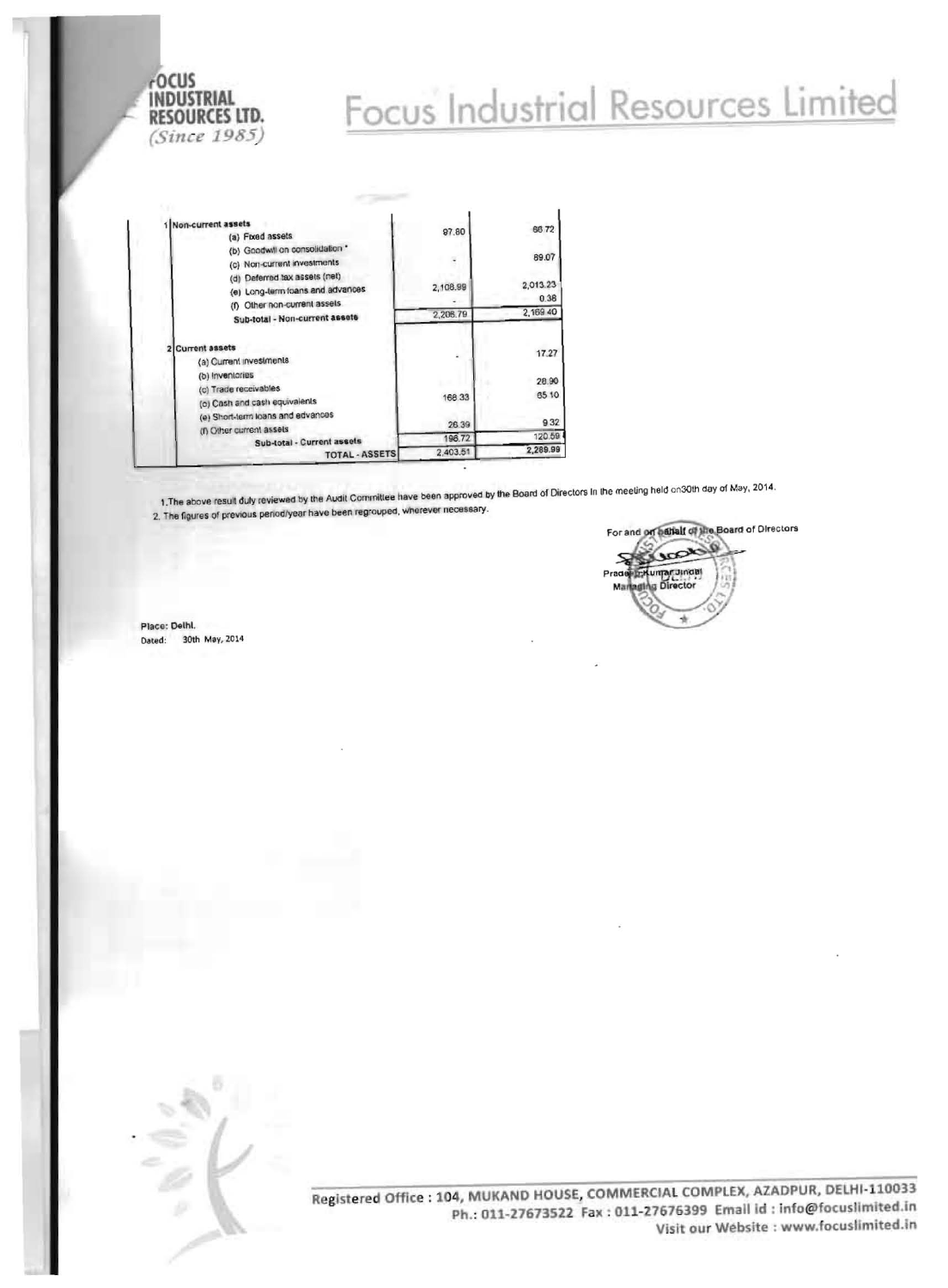| | | | |
|---|---|---|---|
| 1 | **Non-current assets** | | |
| | (a) Fixed assets | 97.80 | 66.72 |
| | (b) Goodwill on consolidation * | | |
| | (c) Non-current investments | - | 89.07 |
| | (d) Deferred tax assets (net) | | |
| | (e) Long-term loans and advances | 2,108.99 | 2,013.23 |
| | (f) Other non-current assets | - | 0.38 |
| | **Sub-total - Non-current assets** | 2,206.79 | 2,169.40 |
| 2 | **Current assets** | | |
| | (a) Current investments | - | 17.27 |
| | (b) Inventories | | |
| | (c) Trade receivables | | 28.90 |
| | (d) Cash and cash equivalents | 168.33 | 65.10 |
| | (e) Short-term loans and advances | | |
| | (f) Other current assets | 28.39 | 9.32 |
| | **Sub-total - Current assets** | 196.72 | 120.59 |
| | **TOTAL - ASSETS** | 2,403.51 | 2,289.99 |

1. The above result duly reviewed by the Audit Committee have been approved by the Board of Directors In the meeting held on30th day of May, 2014.
2. The figures of previous period/year have been regrouped, wherever necessary.

For and on behalf of the Board of Directors

Pradeep Kumar Jindal
Managing Director

Place: Delhi.
Dated: 30th May, 2014

Registered Office : 104, MUKAND HOUSE, COMMERCIAL COMPLEX, AZADPUR, DELHI-110033
Ph.: 011-27673522 Fax : 011-27676399 Email id : info@focuslimited.in
Visit our Website : www.focuslimited.in